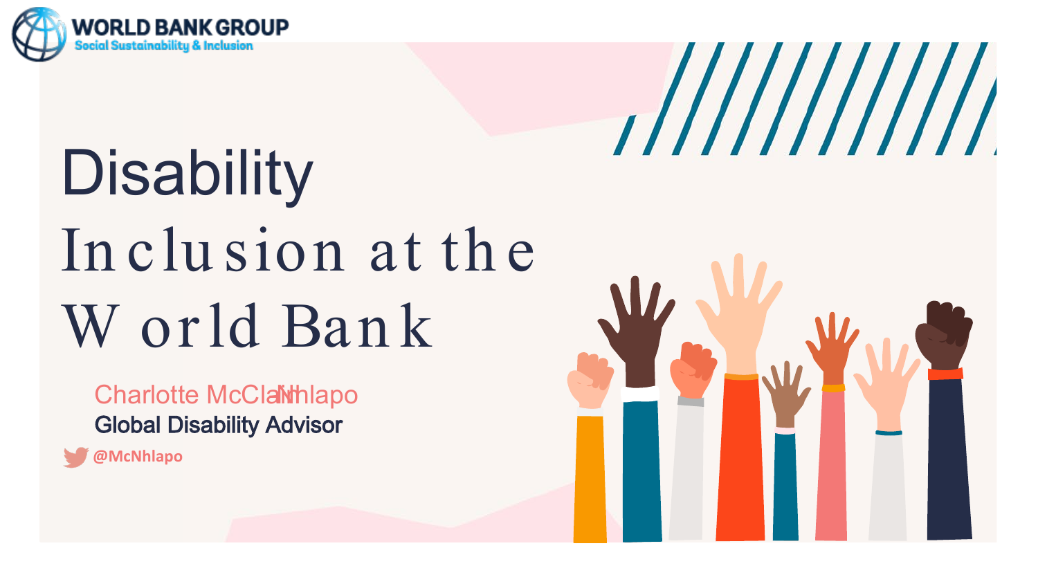WORLD BANK GROUP
Social Sustainability & Inclusion

# Disability Inclusion at the World Bank

Charlotte McClain-Nhlapo

Global Disability Advisor

@McNhlapo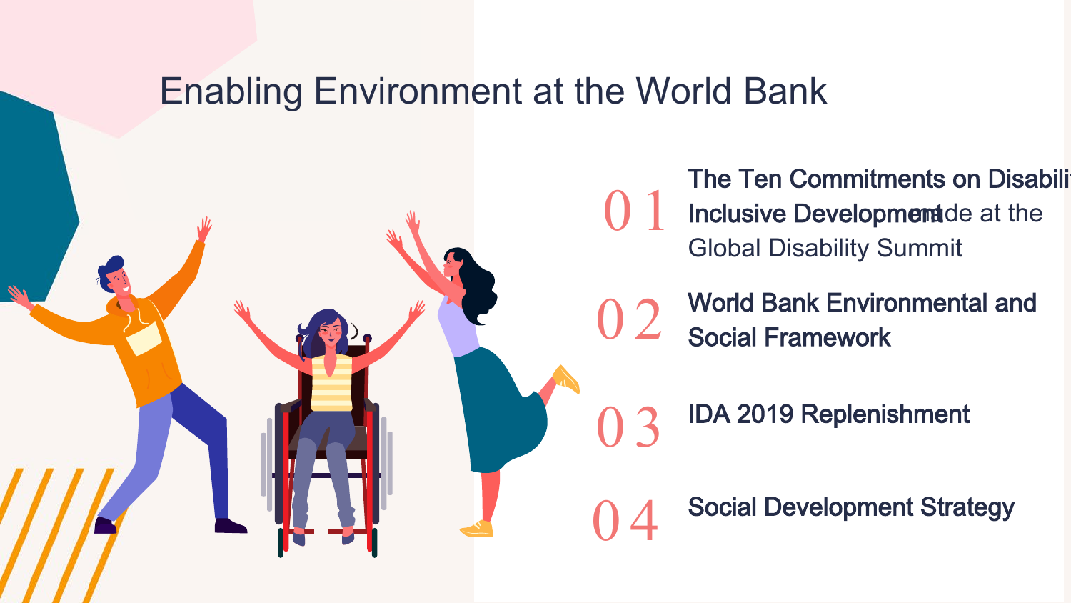# Enabling Environment at the World Bank

01 **The Ten Commitments on Disability Inclusive Development** made at the Global Disability Summit

02 **World Bank Environmental and Social Framework**

03 **IDA 2019 Replenishment**

04 **Social Development Strategy**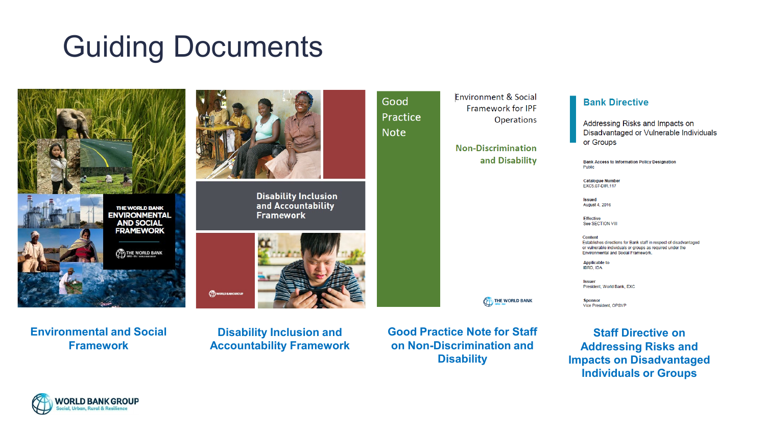# Guiding Documents

**Environmental and Social Framework**

**Disability Inclusion and Accountability Framework**

**Good Practice Note for Staff on Non-Discrimination and Disability**

**Staff Directive on Addressing Risks and Impacts on Disadvantaged Individuals or Groups**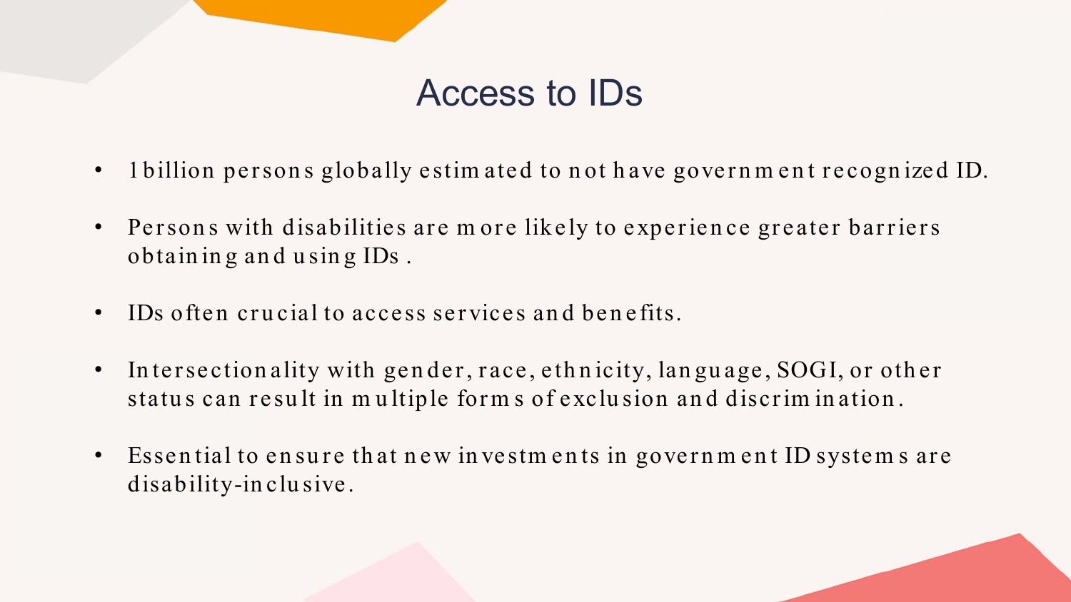# Access to IDs

- 1 billion persons globally estimated to not have government recognized ID.
- Persons with disabilities are more likely to experience greater barriers obtaining and using IDs .
- IDs often crucial to access services and benefits.
- Intersectionality with gender, race, ethnicity, language, SOGI, or other status can result in multiple forms of exclusion and discrimination.
- Essential to ensure that new investments in government ID systems are disability-inclusive.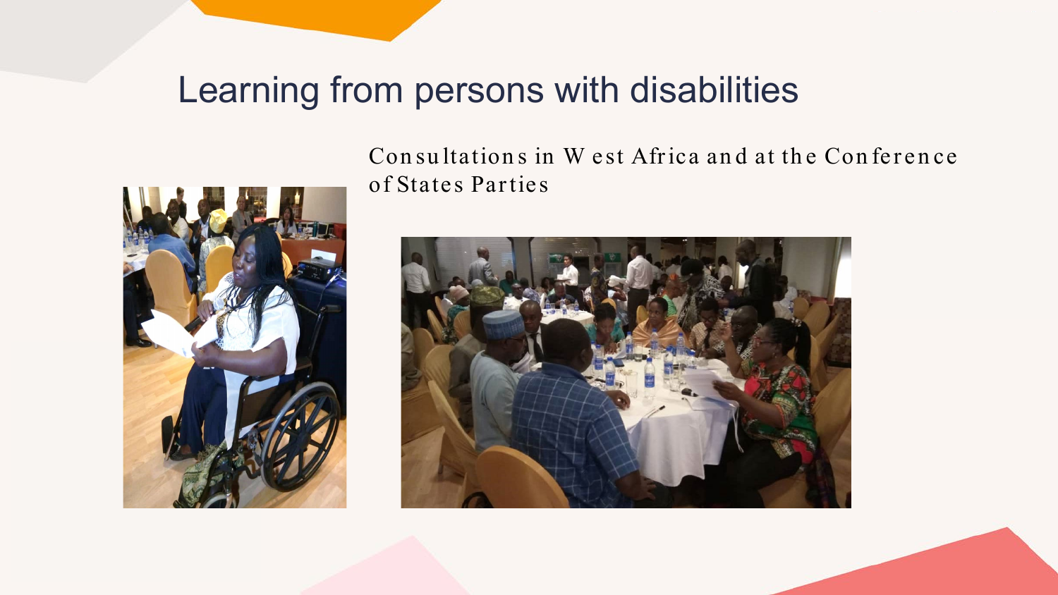# Learning from persons with disabilities

Consultations in West Africa and at the Conference of States Parties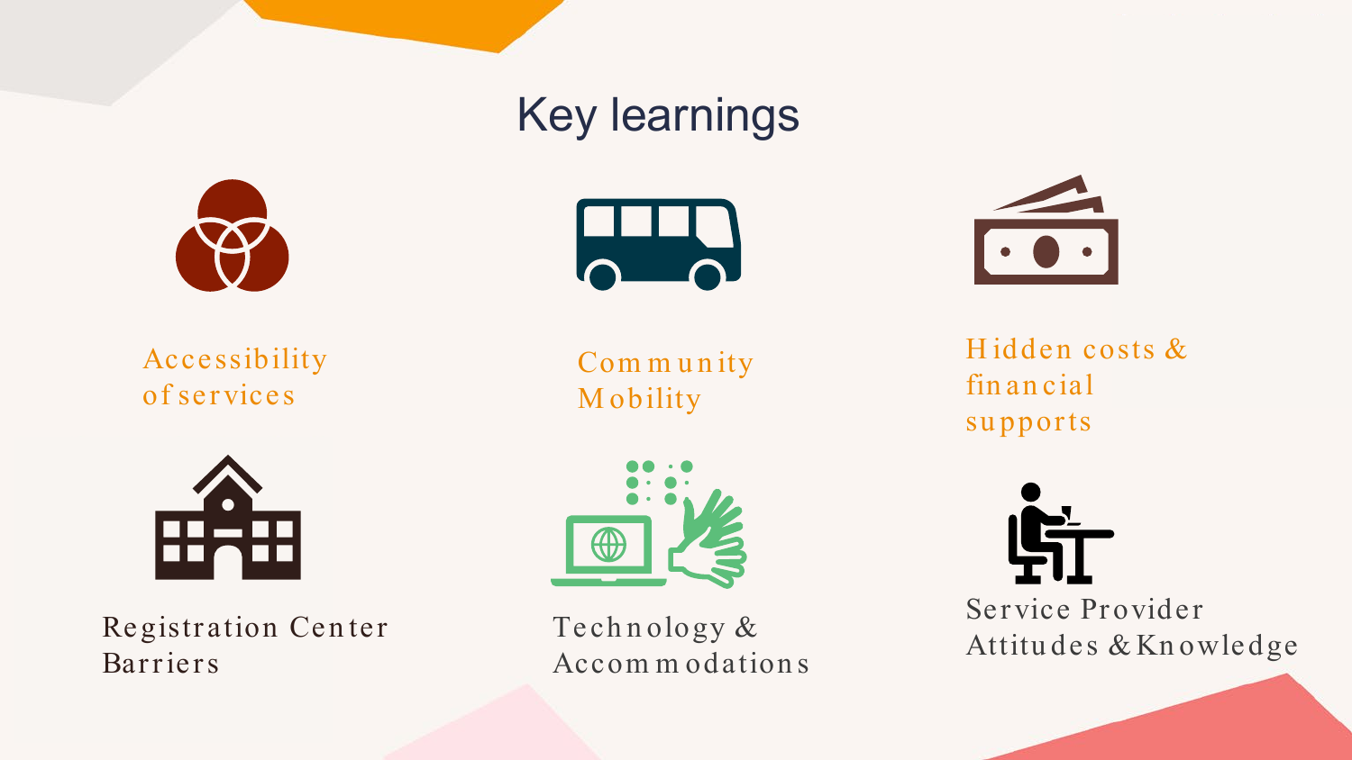# Key learnings

- Accessibility of services
- Community Mobility
- Hidden costs & financial supports
- Registration Center Barriers
- Technology & Accommodations
- Service Provider Attitudes & Knowledge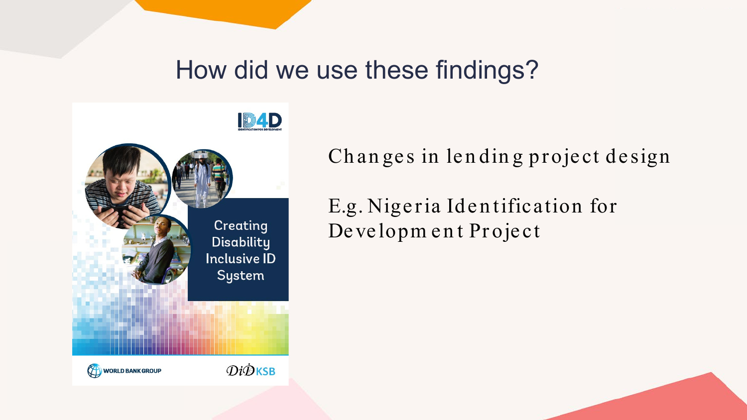# How did we use these findings?

Creating Disability Inclusive ID System

Changes in lending project design

E.g. Nigeria Identification for Development Project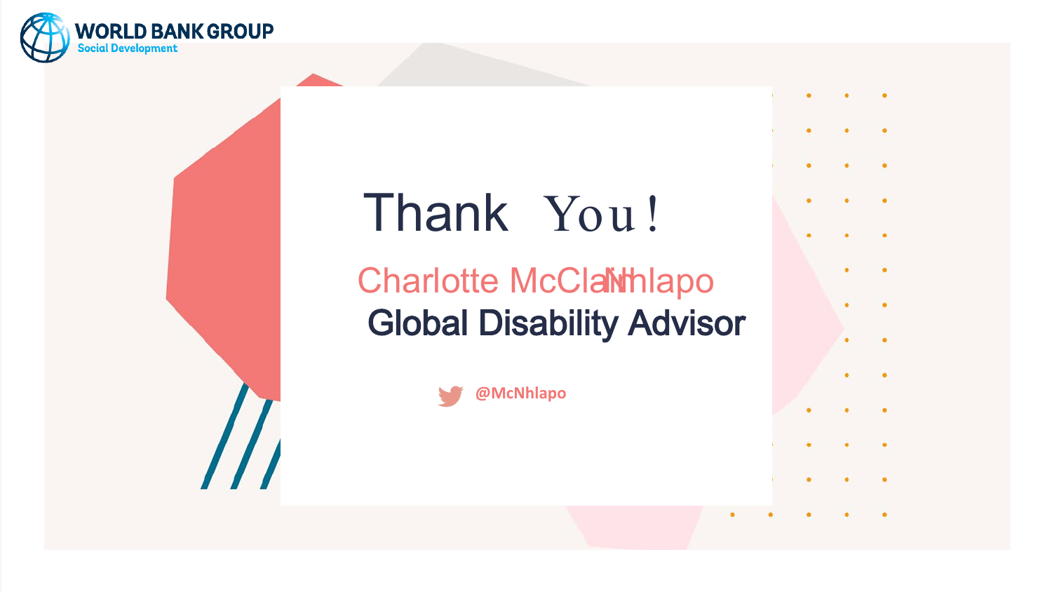WORLD BANK GROUP
Social Development

# Thank You!

Charlotte McClain-Nhlapo

Global Disability Advisor

@McNhlapo